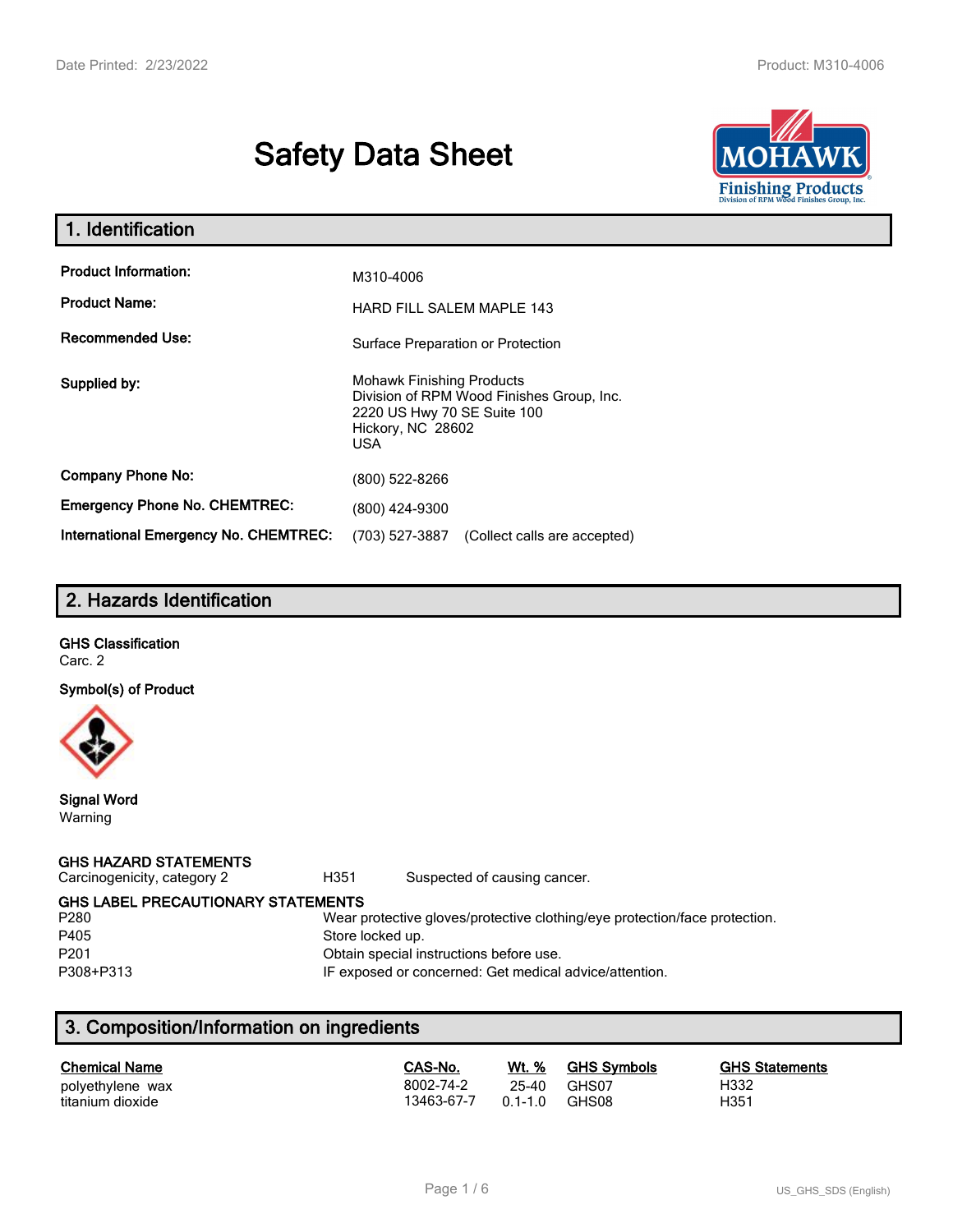# Safety Data Sheet

## 1. Identification

| | |
|---|---|
| **Product Information:** | M310-4006 |
| **Product Name:** | HARD FILL SALEM MAPLE 143 |
| **Recommended Use:** | Surface Preparation or Protection |
| **Supplied by:** | Mohawk Finishing Products<br>Division of RPM Wood Finishes Group, Inc.<br>2220 US Hwy 70 SE Suite 100<br>Hickory, NC 28602<br>USA |
| **Company Phone No:** | (800) 522-8266 |
| **Emergency Phone No. CHEMTREC:** | (800) 424-9300 |
| **International Emergency No. CHEMTREC:** | (703) 527-3887 (Collect calls are accepted) |

## 2. Hazards Identification

**GHS Classification**

Carc. 2

**Symbol(s) of Product**

**Signal Word**

Warning

**GHS HAZARD STATEMENTS**

| | | |
|---|---|---|
| Carcinogenicity, category 2 | H351 | Suspected of causing cancer. |

**GHS LABEL PRECAUTIONARY STATEMENTS**

| | |
|---|---|
| P280 | Wear protective gloves/protective clothing/eye protection/face protection. |
| P405 | Store locked up. |
| P201 | Obtain special instructions before use. |
| P308+P313 | IF exposed or concerned: Get medical advice/attention. |

## 3. Composition/Information on ingredients

| Chemical Name | CAS-No. | Wt. % | GHS Symbols | GHS Statements |
|---|---|---|---|---|
| polyethylene wax | 8002-74-2 | 25-40 | GHS07 | H332 |
| titanium dioxide | 13463-67-7 | 0.1-1.0 | GHS08 | H351 |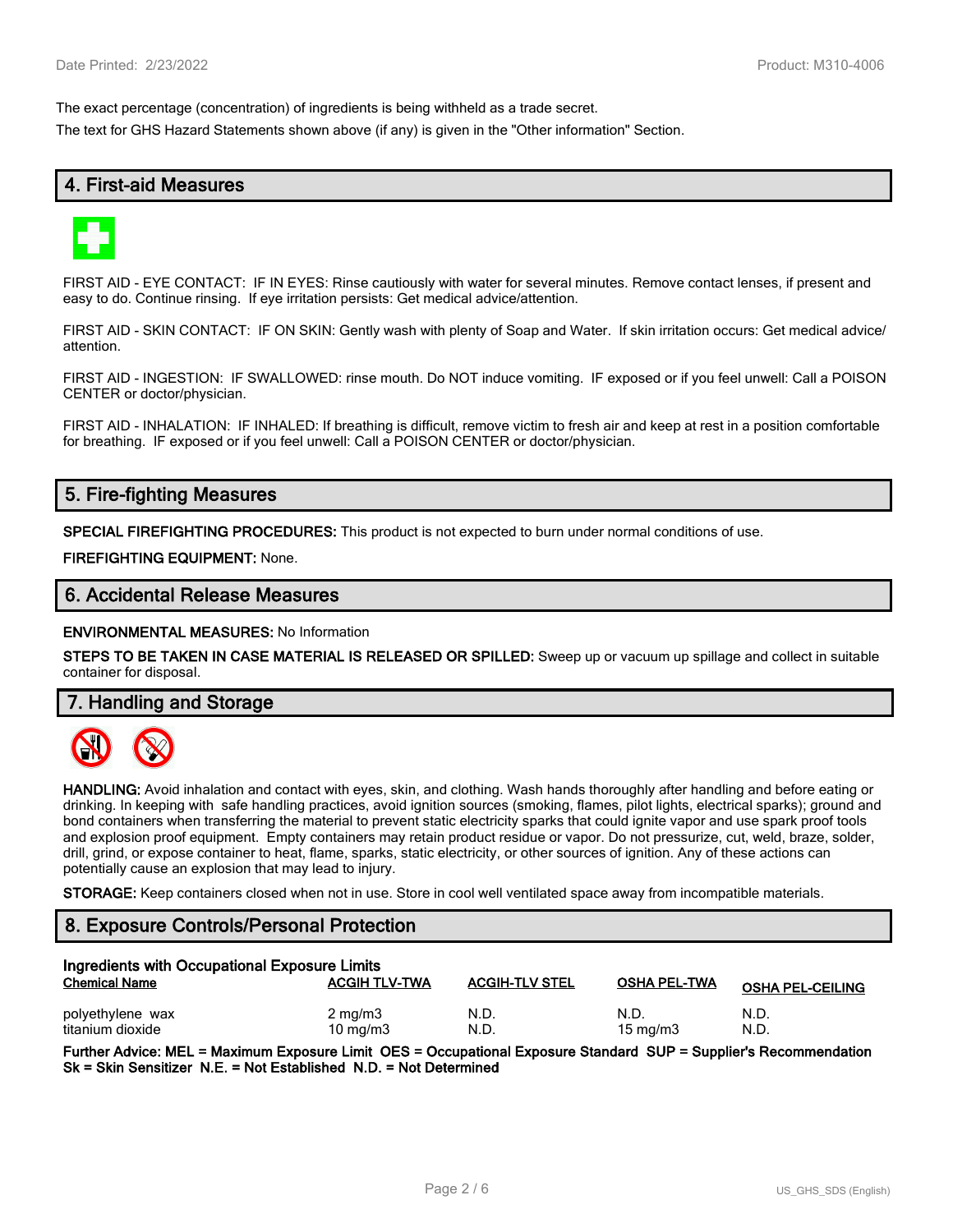The exact percentage (concentration) of ingredients is being withheld as a trade secret.

The text for GHS Hazard Statements shown above (if any) is given in the "Other information" Section.

## 4. First-aid Measures

FIRST AID - EYE CONTACT: IF IN EYES: Rinse cautiously with water for several minutes. Remove contact lenses, if present and easy to do. Continue rinsing. If eye irritation persists: Get medical advice/attention.

FIRST AID - SKIN CONTACT: IF ON SKIN: Gently wash with plenty of Soap and Water. If skin irritation occurs: Get medical advice/ attention.

FIRST AID - INGESTION: IF SWALLOWED: rinse mouth. Do NOT induce vomiting. IF exposed or if you feel unwell: Call a POISON CENTER or doctor/physician.

FIRST AID - INHALATION: IF INHALED: If breathing is difficult, remove victim to fresh air and keep at rest in a position comfortable for breathing. IF exposed or if you feel unwell: Call a POISON CENTER or doctor/physician.

## 5. Fire-fighting Measures

**SPECIAL FIREFIGHTING PROCEDURES:** This product is not expected to burn under normal conditions of use.

**FIREFIGHTING EQUIPMENT:** None.

## 6. Accidental Release Measures

**ENVIRONMENTAL MEASURES:** No Information

**STEPS TO BE TAKEN IN CASE MATERIAL IS RELEASED OR SPILLED:** Sweep up or vacuum up spillage and collect in suitable container for disposal.

## 7. Handling and Storage

**HANDLING:** Avoid inhalation and contact with eyes, skin, and clothing. Wash hands thoroughly after handling and before eating or drinking. In keeping with safe handling practices, avoid ignition sources (smoking, flames, pilot lights, electrical sparks); ground and bond containers when transferring the material to prevent static electricity sparks that could ignite vapor and use spark proof tools and explosion proof equipment. Empty containers may retain product residue or vapor. Do not pressurize, cut, weld, braze, solder, drill, grind, or expose container to heat, flame, sparks, static electricity, or other sources of ignition. Any of these actions can potentially cause an explosion that may lead to injury.

**STORAGE:** Keep containers closed when not in use. Store in cool well ventilated space away from incompatible materials.

## 8. Exposure Controls/Personal Protection

**Ingredients with Occupational Exposure Limits**

| Chemical Name | ACGIH TLV-TWA | ACGIH-TLV STEL | OSHA PEL-TWA | OSHA PEL-CEILING |
|---|---|---|---|---|
| polyethylene wax | 2 mg/m3 | N.D. | N.D. | N.D. |
| titanium dioxide | 10 mg/m3 | N.D. | 15 mg/m3 | N.D. |

**Further Advice: MEL = Maximum Exposure Limit OES = Occupational Exposure Standard SUP = Supplier's Recommendation Sk = Skin Sensitizer N.E. = Not Established N.D. = Not Determined**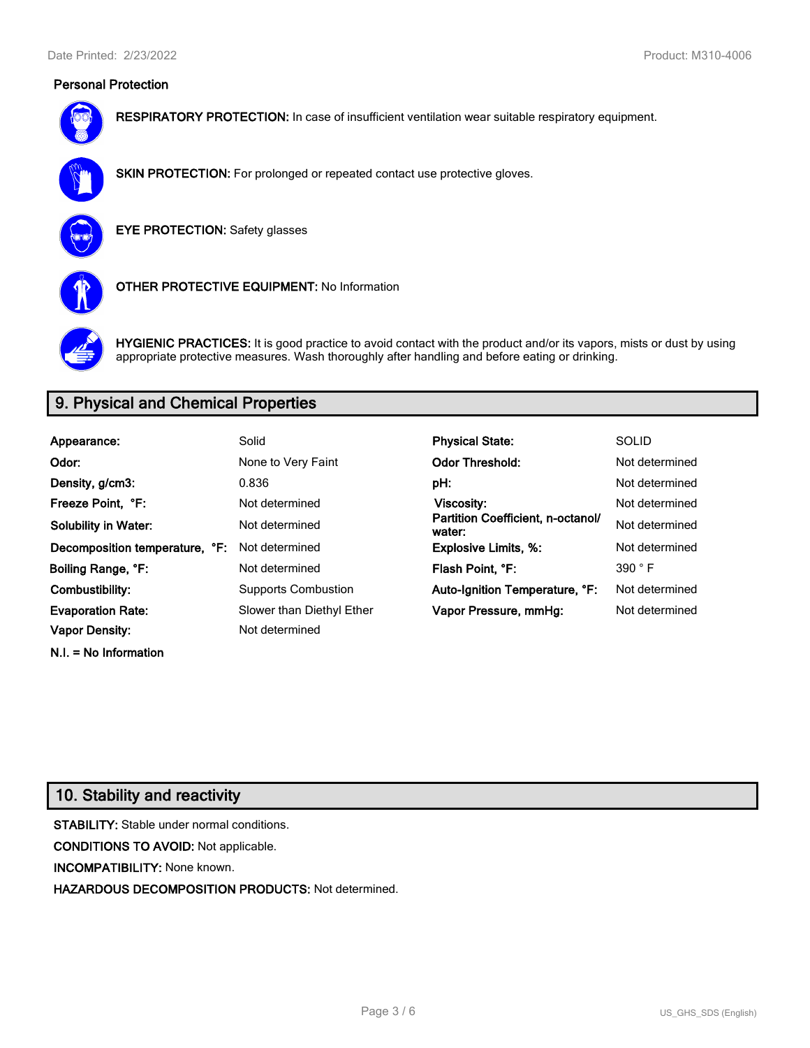### Personal Protection

**RESPIRATORY PROTECTION:** In case of insufficient ventilation wear suitable respiratory equipment.

**SKIN PROTECTION:** For prolonged or repeated contact use protective gloves.

**EYE PROTECTION:** Safety glasses

**OTHER PROTECTIVE EQUIPMENT:** No Information

**HYGIENIC PRACTICES:** It is good practice to avoid contact with the product and/or its vapors, mists or dust by using appropriate protective measures. Wash thoroughly after handling and before eating or drinking.

## 9. Physical and Chemical Properties

| | | | |
|---|---|---|---|
| **Appearance:** | Solid | **Physical State:** | SOLID |
| **Odor:** | None to Very Faint | **Odor Threshold:** | Not determined |
| **Density, g/cm3:** | 0.836 | **pH:** | Not determined |
| **Freeze Point, °F:** | Not determined | **Viscosity:** | Not determined |
| **Solubility in Water:** | Not determined | **Partition Coefficient, n-octanol/ water:** | Not determined |
| **Decomposition temperature, °F:** | Not determined | **Explosive Limits, %:** | Not determined |
| **Boiling Range, °F:** | Not determined | **Flash Point, °F:** | 390 ° F |
| **Combustibility:** | Supports Combustion | **Auto-Ignition Temperature, °F:** | Not determined |
| **Evaporation Rate:** | Slower than Diethyl Ether | **Vapor Pressure, mmHg:** | Not determined |
| **Vapor Density:** | Not determined | | |

**N.I. = No Information**

## 10. Stability and reactivity

**STABILITY:** Stable under normal conditions.

**CONDITIONS TO AVOID:** Not applicable.

**INCOMPATIBILITY:** None known.

**HAZARDOUS DECOMPOSITION PRODUCTS:** Not determined.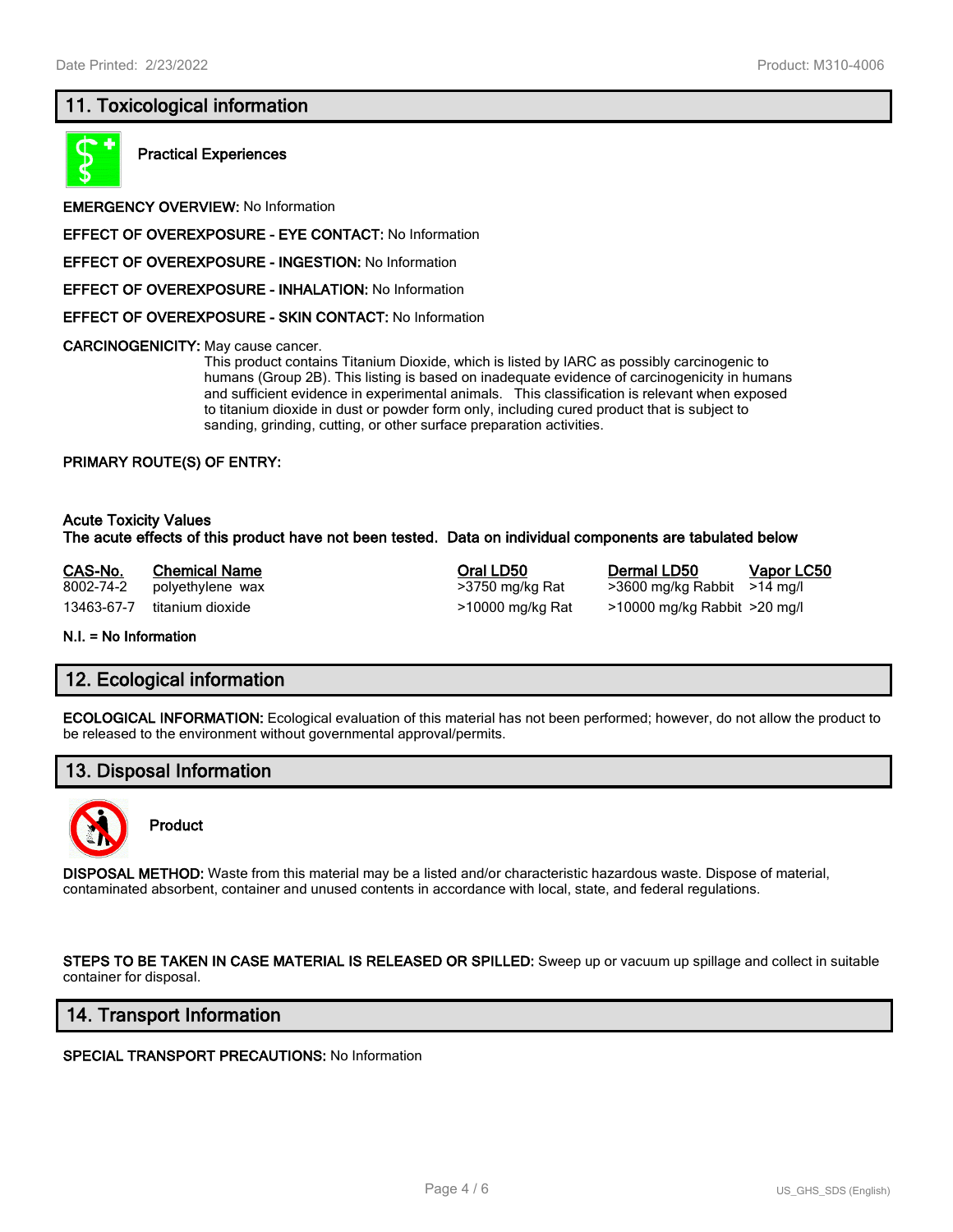## 11. Toxicological information

**Practical Experiences**

**EMERGENCY OVERVIEW:** No Information

**EFFECT OF OVEREXPOSURE - EYE CONTACT:** No Information

**EFFECT OF OVEREXPOSURE - INGESTION:** No Information

**EFFECT OF OVEREXPOSURE - INHALATION:** No Information

**EFFECT OF OVEREXPOSURE - SKIN CONTACT:** No Information

**CARCINOGENICITY:** May cause cancer.
This product contains Titanium Dioxide, which is listed by IARC as possibly carcinogenic to humans (Group 2B). This listing is based on inadequate evidence of carcinogenicity in humans and sufficient evidence in experimental animals. This classification is relevant when exposed to titanium dioxide in dust or powder form only, including cured product that is subject to sanding, grinding, cutting, or other surface preparation activities.

**PRIMARY ROUTE(S) OF ENTRY:**

**Acute Toxicity Values**
**The acute effects of this product have not been tested. Data on individual components are tabulated below**

| CAS-No. | Chemical Name | Oral LD50 | Dermal LD50 | Vapor LC50 |
|---|---|---|---|---|
| 8002-74-2 | polyethylene wax | >3750 mg/kg Rat | >3600 mg/kg Rabbit | >14 mg/l |
| 13463-67-7 | titanium dioxide | >10000 mg/kg Rat | >10000 mg/kg Rabbit | >20 mg/l |

**N.I. = No Information**

## 12. Ecological information

**ECOLOGICAL INFORMATION:** Ecological evaluation of this material has not been performed; however, do not allow the product to be released to the environment without governmental approval/permits.

## 13. Disposal Information

**Product**

**DISPOSAL METHOD:** Waste from this material may be a listed and/or characteristic hazardous waste. Dispose of material, contaminated absorbent, container and unused contents in accordance with local, state, and federal regulations.

**STEPS TO BE TAKEN IN CASE MATERIAL IS RELEASED OR SPILLED:** Sweep up or vacuum up spillage and collect in suitable container for disposal.

## 14. Transport Information

**SPECIAL TRANSPORT PRECAUTIONS:** No Information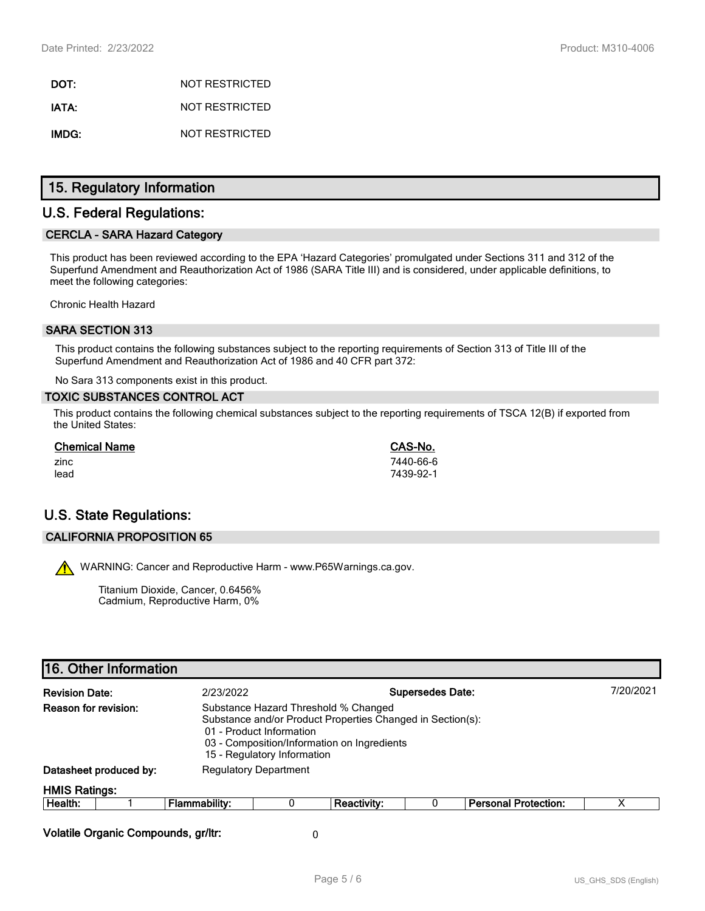| | |
|---|---|
| **DOT:** | NOT RESTRICTED |
| **IATA:** | NOT RESTRICTED |
| **IMDG:** | NOT RESTRICTED |

## 15. Regulatory Information

## U.S. Federal Regulations:

### CERCLA - SARA Hazard Category

This product has been reviewed according to the EPA 'Hazard Categories' promulgated under Sections 311 and 312 of the Superfund Amendment and Reauthorization Act of 1986 (SARA Title III) and is considered, under applicable definitions, to meet the following categories:

Chronic Health Hazard

### SARA SECTION 313

This product contains the following substances subject to the reporting requirements of Section 313 of Title III of the Superfund Amendment and Reauthorization Act of 1986 and 40 CFR part 372:

No Sara 313 components exist in this product.

### TOXIC SUBSTANCES CONTROL ACT

This product contains the following chemical substances subject to the reporting requirements of TSCA 12(B) if exported from the United States:

| Chemical Name | CAS-No. |
|---|---|
| zinc | 7440-66-6 |
| lead | 7439-92-1 |

## U.S. State Regulations:

### CALIFORNIA PROPOSITION 65

⚠ WARNING: Cancer and Reproductive Harm - www.P65Warnings.ca.gov.

Titanium Dioxide, Cancer, 0.6456%
Cadmium, Reproductive Harm, 0%

## 16. Other Information

**Revision Date:** 2/23/2022 **Supersedes Date:** 7/20/2021

**Reason for revision:** Substance Hazard Threshold % Changed
Substance and/or Product Properties Changed in Section(s):
01 - Product Information
03 - Composition/Information on Ingredients
15 - Regulatory Information

**Datasheet produced by:** Regulatory Department

**HMIS Ratings:**

| Health: | 1 | Flammability: | 0 | Reactivity: | 0 | Personal Protection: | X |
|---|---|---|---|---|---|---|---|

**Volatile Organic Compounds, gr/ltr:** 0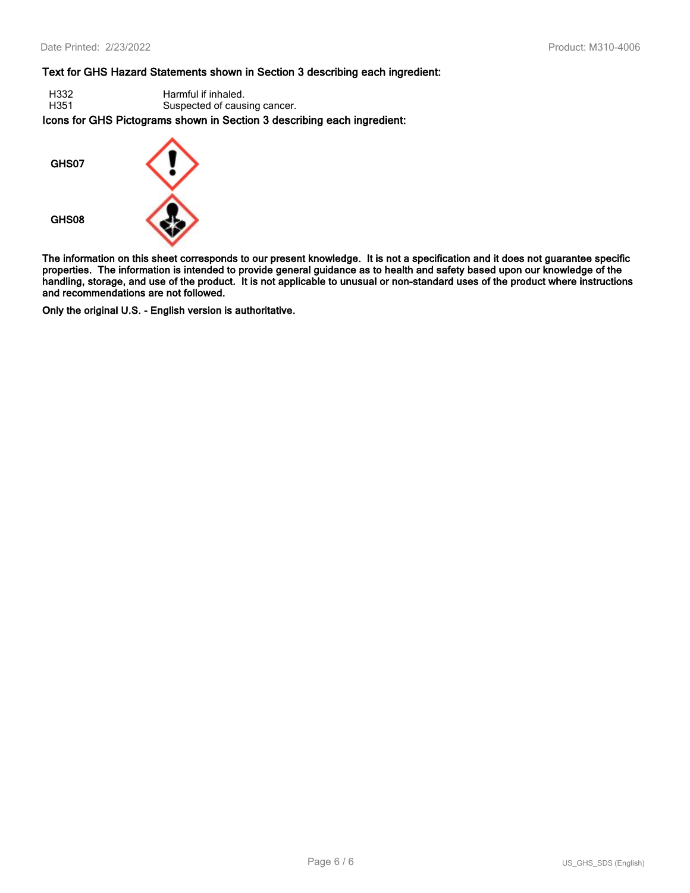**Text for GHS Hazard Statements shown in Section 3 describing each ingredient:**

| | |
|---|---|
| H332 | Harmful if inhaled. |
| H351 | Suspected of causing cancer. |

**Icons for GHS Pictograms shown in Section 3 describing each ingredient:**

**GHS07**

**GHS08**

**The information on this sheet corresponds to our present knowledge. It is not a specification and it does not guarantee specific properties. The information is intended to provide general guidance as to health and safety based upon our knowledge of the handling, storage, and use of the product. It is not applicable to unusual or non-standard uses of the product where instructions and recommendations are not followed.**

**Only the original U.S. - English version is authoritative.**